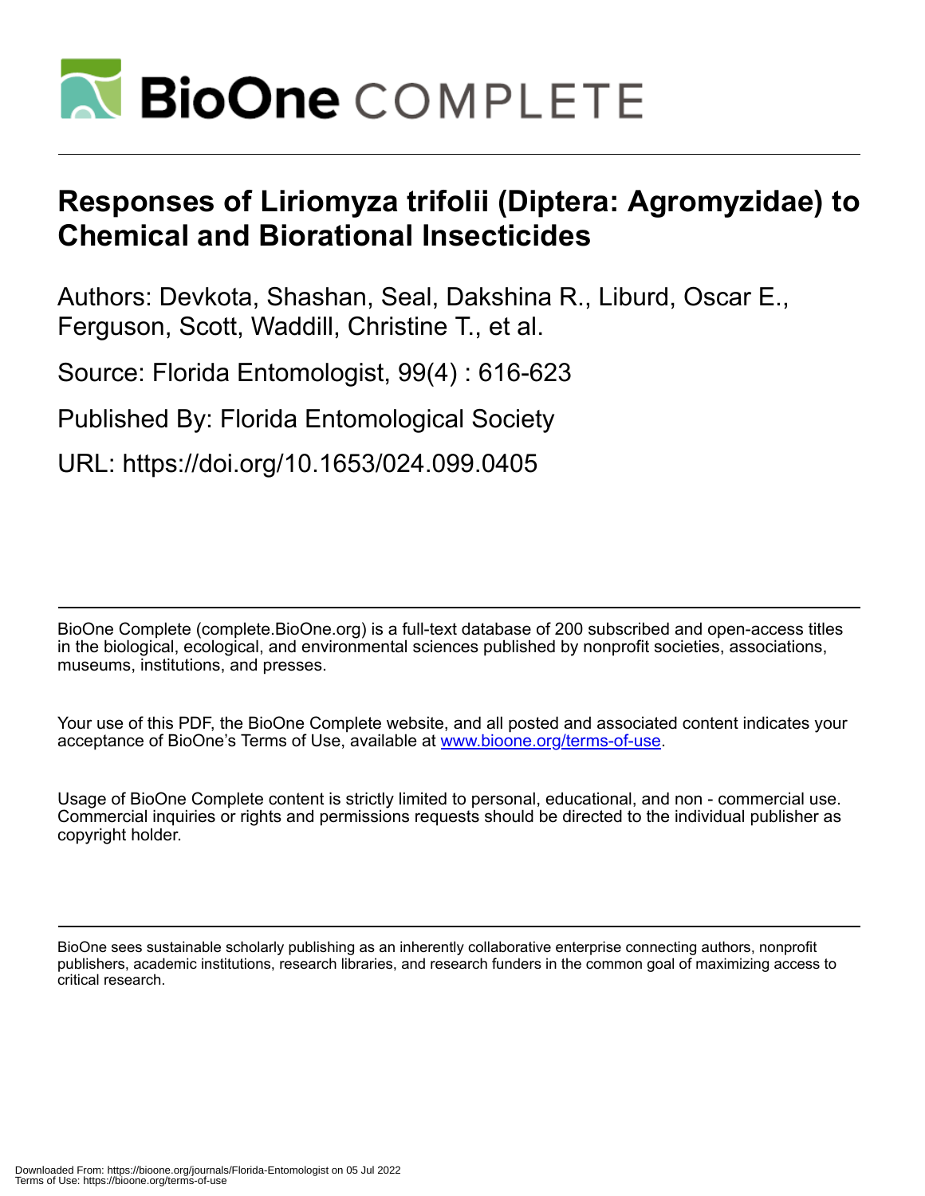# Responses of Liriomyza trifolii (Diptera: Agromyzidae) to Chemical and Biorational Insecticides

Authors: Devkota, Shashan, Seal, Dakshina R., Liburd, Oscar E., Ferguson, Scott, Waddill, Christine T., et al.

Source: Florida Entomologist, 99(4) : 616-623

Published By: Florida Entomological Society

URL: https://doi.org/10.1653/024.099.0405

BioOne Complete (complete.BioOne.org) is a full-text database of 200 subscribed and open-access titles in the biological, ecological, and environmental sciences published by nonprofit societies, associations, museums, institutions, and presses.

Your use of this PDF, the BioOne Complete website, and all posted and associated content indicates your acceptance of BioOne's Terms of Use, available at www.bioone.org/terms-of-use.

Usage of BioOne Complete content is strictly limited to personal, educational, and non - commercial use. Commercial inquiries or rights and permissions requests should be directed to the individual publisher as copyright holder.

BioOne sees sustainable scholarly publishing as an inherently collaborative enterprise connecting authors, nonprofit publishers, academic institutions, research libraries, and research funders in the common goal of maximizing access to critical research.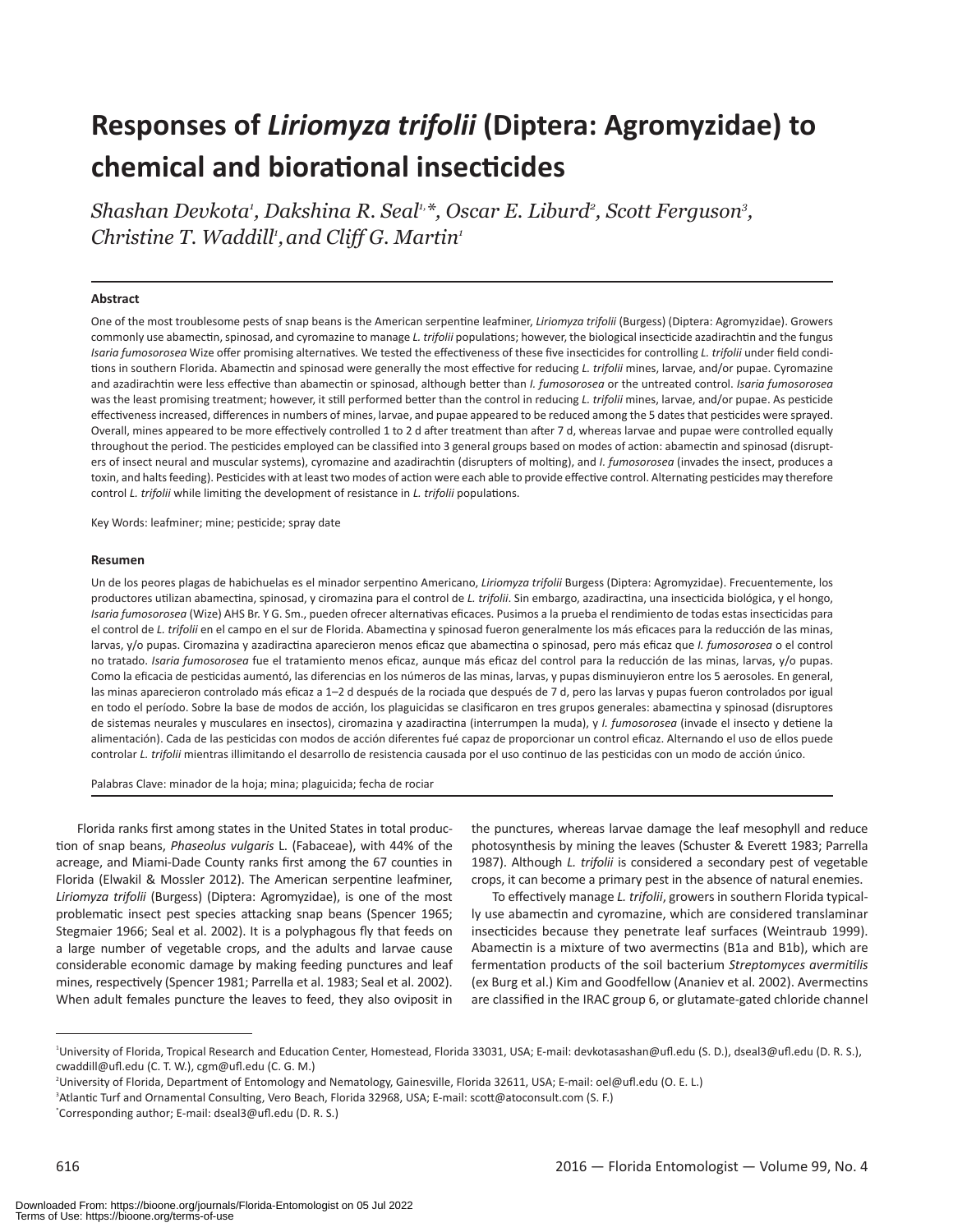# Responses of *Liriomyza trifolii* (Diptera: Agromyzidae) to chemical and biorational insecticides

*Shashan Devkota*[1], *Dakshina R. Seal*[1,*], *Oscar E. Liburd*[2], *Scott Ferguson*[3], *Christine T. Waddill*[1], *and Cliff G. Martin*[1]

### Abstract

One of the most troublesome pests of snap beans is the American serpentine leafminer, *Liriomyza trifolii* (Burgess) (Diptera: Agromyzidae). Growers commonly use abamectin, spinosad, and cyromazine to manage *L. trifolii* populations; however, the biological insecticide azadirachtin and the fungus *Isaria fumosorosea* Wize offer promising alternatives. We tested the effectiveness of these five insecticides for controlling *L. trifolii* under field conditions in southern Florida. Abamectin and spinosad were generally the most effective for reducing *L. trifolii* mines, larvae, and/or pupae. Cyromazine and azadirachtin were less effective than abamectin or spinosad, although better than *I. fumosorosea* or the untreated control. *Isaria fumosorosea* was the least promising treatment; however, it still performed better than the control in reducing *L. trifolii* mines, larvae, and/or pupae. As pesticide effectiveness increased, differences in numbers of mines, larvae, and pupae appeared to be reduced among the 5 dates that pesticides were sprayed. Overall, mines appeared to be more effectively controlled 1 to 2 d after treatment than after 7 d, whereas larvae and pupae were controlled equally throughout the period. The pesticides employed can be classified into 3 general groups based on modes of action: abamectin and spinosad (disrupters of insect neural and muscular systems), cyromazine and azadirachtin (disrupters of molting), and *I. fumosorosea* (invades the insect, produces a toxin, and halts feeding). Pesticides with at least two modes of action were each able to provide effective control. Alternating pesticides may therefore control *L. trifolii* while limiting the development of resistance in *L. trifolii* populations.

Key Words: leafminer; mine; pesticide; spray date

### Resumen

Un de los peores plagas de habichuelas es el minador serpentino Americano, *Liriomyza trifolii* Burgess (Diptera: Agromyzidae). Frecuentemente, los productores utilizan abamectina, spinosad, y ciromazina para el control de *L. trifolii*. Sin embargo, azadiractina, una insecticida biológica, y el hongo, *Isaria fumosorosea* (Wize) AHS Br. Y G. Sm., pueden ofrecer alternativas eficaces. Pusimos a la prueba el rendimiento de todas estas insecticidas para el control de *L. trifolii* en el campo en el sur de Florida. Abamectina y spinosad fueron generalmente los más eficaces para la reducción de las minas, larvas, y/o pupas. Ciromazina y azadiractina aparecieron menos eficaz que abamectina o spinosad, pero más eficaz que *I. fumosorosea* o el control no tratado. *Isaria fumosorosea* fue el tratamiento menos eficaz, aunque más eficaz del control para la reducción de las minas, larvas, y/o pupas. Como la eficacia de pesticidas aumentó, las diferencias en los números de las minas, larvas, y pupas disminuyeron entre los 5 aerosoles. En general, las minas aparecieron controlado más eficaz a 1–2 d después de la rociada que después de 7 d, pero las larvas y pupas fueron controlados por igual en todo el período. Sobre la base de modos de acción, los plaguicidas se clasificaron en tres grupos generales: abamectina y spinosad (disruptores de sistemas neurales y musculares en insectos), ciromazina y azadiractina (interrumpen la muda), y *I. fumosorosea* (invade el insecto y detiene la alimentación). Cada de las pesticidas con modos de acción diferentes fué capaz de proporcionar un control eficaz. Alternando el uso de ellos puede controlar *L. trifolii* mientras illimitando el desarrollo de resistencia causada por el uso continuo de las pesticidas con un modo de acción único.

Palabras Clave: minador de la hoja; mina; plaguicida; fecha de rociar

Florida ranks first among states in the United States in total production of snap beans, *Phaseolus vulgaris* L. (Fabaceae), with 44% of the acreage, and Miami-Dade County ranks first among the 67 counties in Florida (Elwakil & Mossler 2012). The American serpentine leafminer, *Liriomyza trifolii* (Burgess) (Diptera: Agromyzidae), is one of the most problematic insect pest species attacking snap beans (Spencer 1965; Stegmaier 1966; Seal et al. 2002). It is a polyphagous fly that feeds on a large number of vegetable crops, and the adults and larvae cause considerable economic damage by making feeding punctures and leaf mines, respectively (Spencer 1981; Parrella et al. 1983; Seal et al. 2002). When adult females puncture the leaves to feed, they also oviposit in the punctures, whereas larvae damage the leaf mesophyll and reduce photosynthesis by mining the leaves (Schuster & Everett 1983; Parrella 1987). Although *L. trifolii* is considered a secondary pest of vegetable crops, it can become a primary pest in the absence of natural enemies.

To effectively manage *L. trifolii*, growers in southern Florida typically use abamectin and cyromazine, which are considered translaminar insecticides because they penetrate leaf surfaces (Weintraub 1999). Abamectin is a mixture of two avermectins (B1a and B1b), which are fermentation products of the soil bacterium *Streptomyces avermitilis* (ex Burg et al.) Kim and Goodfellow (Ananiev et al. 2002). Avermectins are classified in the IRAC group 6, or glutamate-gated chloride channel

[1]University of Florida, Tropical Research and Education Center, Homestead, Florida 33031, USA; E-mail: devkotasashan@ufl.edu (S. D.), dseal3@ufl.edu (D. R. S.), cwaddill@ufl.edu (C. T. W.), cgm@ufl.edu (C. G. M.)

[2]University of Florida, Department of Entomology and Nematology, Gainesville, Florida 32611, USA; E-mail: oel@ufl.edu (O. E. L.)

[3]Atlantic Turf and Ornamental Consulting, Vero Beach, Florida 32968, USA; E-mail: scott@atoconsult.com (S. F.)

[*]Corresponding author; E-mail: dseal3@ufl.edu (D. R. S.)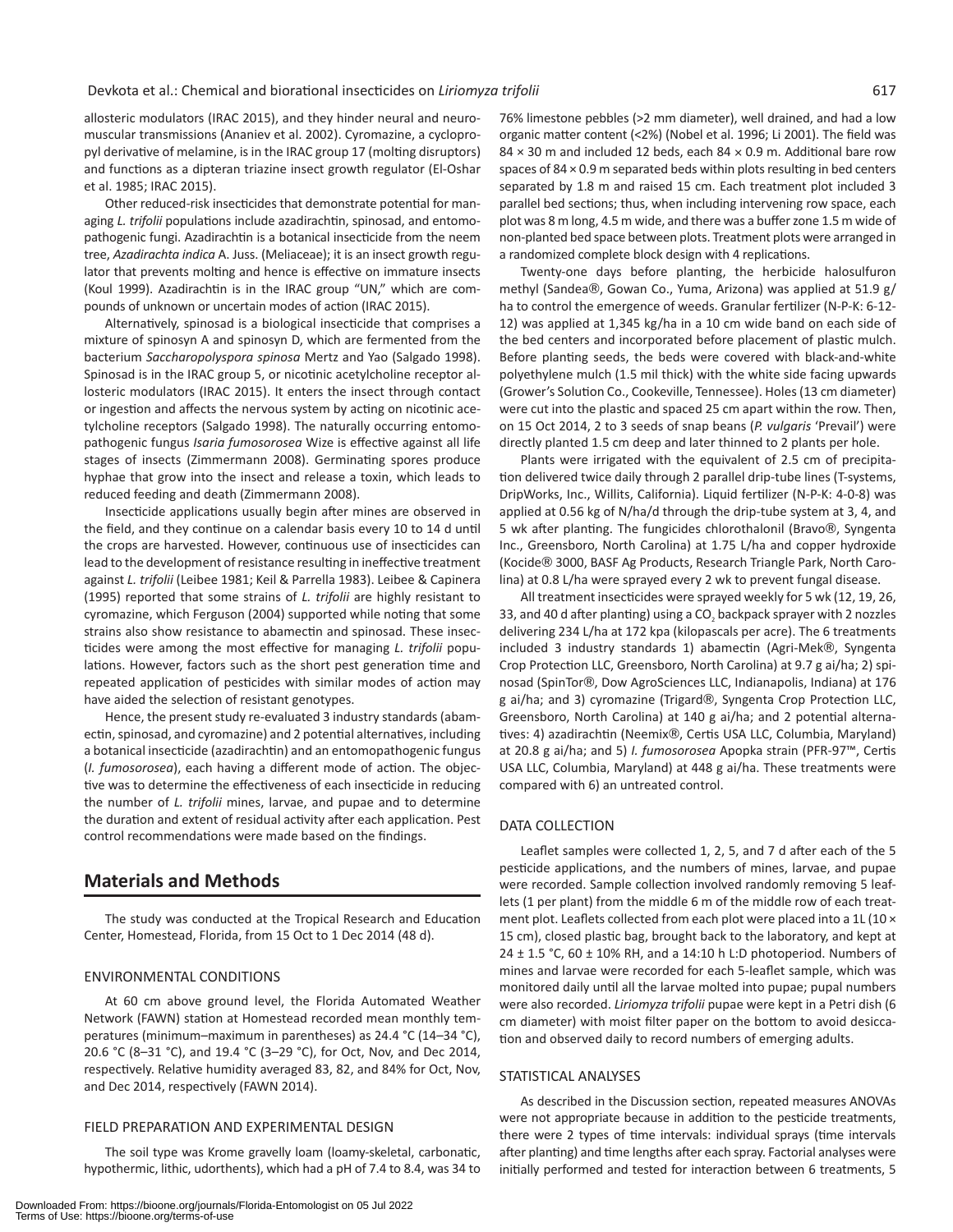allosteric modulators (IRAC 2015), and they hinder neural and neuromuscular transmissions (Ananiev et al. 2002). Cyromazine, a cyclopropyl derivative of melamine, is in the IRAC group 17 (molting disruptors) and functions as a dipteran triazine insect growth regulator (El-Oshar et al. 1985; IRAC 2015).

Other reduced-risk insecticides that demonstrate potential for managing *L. trifolii* populations include azadirachtin, spinosad, and entomopathogenic fungi. Azadirachtin is a botanical insecticide from the neem tree, *Azadirachta indica* A. Juss. (Meliaceae); it is an insect growth regulator that prevents molting and hence is effective on immature insects (Koul 1999). Azadirachtin is in the IRAC group "UN," which are compounds of unknown or uncertain modes of action (IRAC 2015).

Alternatively, spinosad is a biological insecticide that comprises a mixture of spinosyn A and spinosyn D, which are fermented from the bacterium *Saccharopolyspora spinosa* Mertz and Yao (Salgado 1998). Spinosad is in the IRAC group 5, or nicotinic acetylcholine receptor allosteric modulators (IRAC 2015). It enters the insect through contact or ingestion and affects the nervous system by acting on nicotinic acetylcholine receptors (Salgado 1998). The naturally occurring entomopathogenic fungus *Isaria fumosorosea* Wize is effective against all life stages of insects (Zimmermann 2008). Germinating spores produce hyphae that grow into the insect and release a toxin, which leads to reduced feeding and death (Zimmermann 2008).

Insecticide applications usually begin after mines are observed in the field, and they continue on a calendar basis every 10 to 14 d until the crops are harvested. However, continuous use of insecticides can lead to the development of resistance resulting in ineffective treatment against *L. trifolii* (Leibee 1981; Keil & Parrella 1983). Leibee & Capinera (1995) reported that some strains of *L. trifolii* are highly resistant to cyromazine, which Ferguson (2004) supported while noting that some strains also show resistance to abamectin and spinosad. These insecticides were among the most effective for managing *L. trifolii* populations. However, factors such as the short pest generation time and repeated application of pesticides with similar modes of action may have aided the selection of resistant genotypes.

Hence, the present study re-evaluated 3 industry standards (abamectin, spinosad, and cyromazine) and 2 potential alternatives, including a botanical insecticide (azadirachtin) and an entomopathogenic fungus (*I. fumosorosea*), each having a different mode of action. The objective was to determine the effectiveness of each insecticide in reducing the number of *L. trifolii* mines, larvae, and pupae and to determine the duration and extent of residual activity after each application. Pest control recommendations were made based on the findings.

# Materials and Methods

The study was conducted at the Tropical Research and Education Center, Homestead, Florida, from 15 Oct to 1 Dec 2014 (48 d).

## ENVIRONMENTAL CONDITIONS

At 60 cm above ground level, the Florida Automated Weather Network (FAWN) station at Homestead recorded mean monthly temperatures (minimum–maximum in parentheses) as 24.4 °C (14–34 °C), 20.6 °C (8–31 °C), and 19.4 °C (3–29 °C), for Oct, Nov, and Dec 2014, respectively. Relative humidity averaged 83, 82, and 84% for Oct, Nov, and Dec 2014, respectively (FAWN 2014).

## FIELD PREPARATION AND EXPERIMENTAL DESIGN

The soil type was Krome gravelly loam (loamy-skeletal, carbonatic, hypothermic, lithic, udorthents), which had a pH of 7.4 to 8.4, was 34 to 76% limestone pebbles (>2 mm diameter), well drained, and had a low organic matter content (<2%) (Nobel et al. 1996; Li 2001). The field was 84 × 30 m and included 12 beds, each 84 × 0.9 m. Additional bare row spaces of 84 × 0.9 m separated beds within plots resulting in bed centers separated by 1.8 m and raised 15 cm. Each treatment plot included 3 parallel bed sections; thus, when including intervening row space, each plot was 8 m long, 4.5 m wide, and there was a buffer zone 1.5 m wide of non-planted bed space between plots. Treatment plots were arranged in a randomized complete block design with 4 replications.

Twenty-one days before planting, the herbicide halosulfuron methyl (Sandea®, Gowan Co., Yuma, Arizona) was applied at 51.9 g/ha to control the emergence of weeds. Granular fertilizer (N-P-K: 6-12-12) was applied at 1,345 kg/ha in a 10 cm wide band on each side of the bed centers and incorporated before placement of plastic mulch. Before planting seeds, the beds were covered with black-and-white polyethylene mulch (1.5 mil thick) with the white side facing upwards (Grower's Solution Co., Cookeville, Tennessee). Holes (13 cm diameter) were cut into the plastic and spaced 25 cm apart within the row. Then, on 15 Oct 2014, 2 to 3 seeds of snap beans (*P. vulgaris* 'Prevail') were directly planted 1.5 cm deep and later thinned to 2 plants per hole.

Plants were irrigated with the equivalent of 2.5 cm of precipitation delivered twice daily through 2 parallel drip-tube lines (T-systems, DripWorks, Inc., Willits, California). Liquid fertilizer (N-P-K: 4-0-8) was applied at 0.56 kg of N/ha/d through the drip-tube system at 3, 4, and 5 wk after planting. The fungicides chlorothalonil (Bravo®, Syngenta Inc., Greensboro, North Carolina) at 1.75 L/ha and copper hydroxide (Kocide® 3000, BASF Ag Products, Research Triangle Park, North Carolina) at 0.8 L/ha were sprayed every 2 wk to prevent fungal disease.

All treatment insecticides were sprayed weekly for 5 wk (12, 19, 26, 33, and 40 d after planting) using a $CO_2$ backpack sprayer with 2 nozzles delivering 234 L/ha at 172 kpa (kilopascals per acre). The 6 treatments included 3 industry standards 1) abamectin (Agri-Mek®, Syngenta Crop Protection LLC, Greensboro, North Carolina) at 9.7 g ai/ha; 2) spinosad (SpinTor®, Dow AgroSciences LLC, Indianapolis, Indiana) at 176 g ai/ha; and 3) cyromazine (Trigard®, Syngenta Crop Protection LLC, Greensboro, North Carolina) at 140 g ai/ha; and 2 potential alternatives: 4) azadirachtin (Neemix®, Certis USA LLC, Columbia, Maryland) at 20.8 g ai/ha; and 5) *I. fumosorosea* Apopka strain (PFR-97™, Certis USA LLC, Columbia, Maryland) at 448 g ai/ha. These treatments were compared with 6) an untreated control.

## DATA COLLECTION

Leaflet samples were collected 1, 2, 5, and 7 d after each of the 5 pesticide applications, and the numbers of mines, larvae, and pupae were recorded. Sample collection involved randomly removing 5 leaflets (1 per plant) from the middle 6 m of the middle row of each treatment plot. Leaflets collected from each plot were placed into a 1L (10 × 15 cm), closed plastic bag, brought back to the laboratory, and kept at 24 ± 1.5 °C, 60 ± 10% RH, and a 14:10 h L:D photoperiod. Numbers of mines and larvae were recorded for each 5-leaflet sample, which was monitored daily until all the larvae molted into pupae; pupal numbers were also recorded. *Liriomyza trifolii* pupae were kept in a Petri dish (6 cm diameter) with moist filter paper on the bottom to avoid desiccation and observed daily to record numbers of emerging adults.

## STATISTICAL ANALYSES

As described in the Discussion section, repeated measures ANOVAs were not appropriate because in addition to the pesticide treatments, there were 2 types of time intervals: individual sprays (time intervals after planting) and time lengths after each spray. Factorial analyses were initially performed and tested for interaction between 6 treatments, 5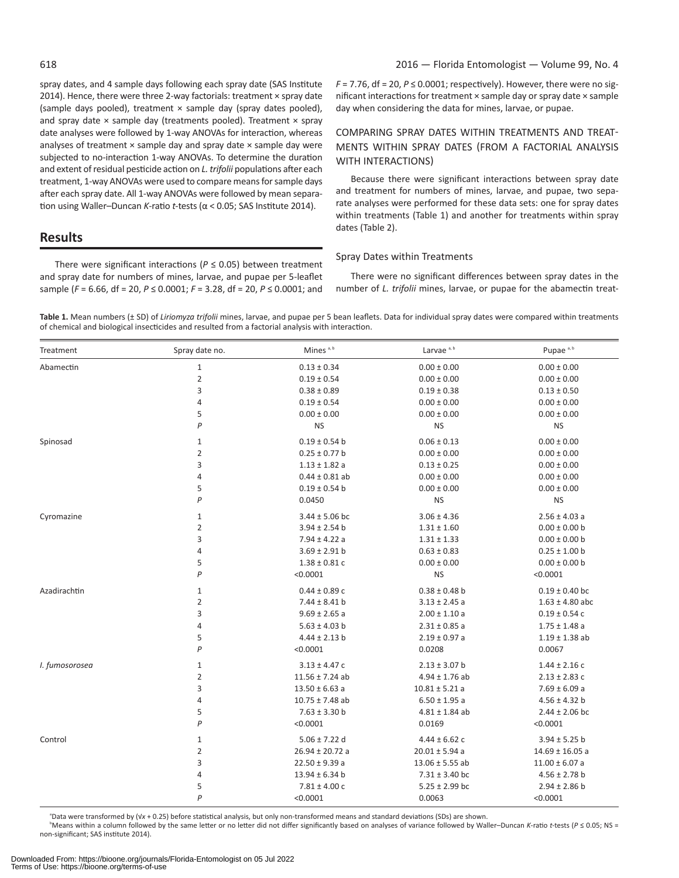spray dates, and 4 sample days following each spray date (SAS Institute 2014). Hence, there were three 2-way factorials: treatment × spray date (sample days pooled), treatment × sample day (spray dates pooled), and spray date × sample day (treatments pooled). Treatment × spray date analyses were followed by 1-way ANOVAs for interaction, whereas analyses of treatment × sample day and spray date × sample day were subjected to no-interaction 1-way ANOVAs. To determine the duration and extent of residual pesticide action on *L. trifolii* populations after each treatment, 1-way ANOVAs were used to compare means for sample days after each spray date. All 1-way ANOVAs were followed by mean separation using Waller–Duncan *K*-ratio *t*-tests ($\alpha < 0.05$; SAS Institute 2014).

## Results

There were significant interactions ($P \leq 0.05$) between treatment and spray date for numbers of mines, larvae, and pupae per 5-leaflet sample ($F = 6.66$, df = 20, $P \leq 0.0001$; $F = 3.28$, df = 20, $P \leq 0.0001$; and $F = 7.76$, df = 20, $P \leq 0.0001$; respectively). However, there were no significant interactions for treatment × sample day or spray date × sample day when considering the data for mines, larvae, or pupae.

### COMPARING SPRAY DATES WITHIN TREATMENTS AND TREATMENTS WITHIN SPRAY DATES (FROM A FACTORIAL ANALYSIS WITH INTERACTIONS)

Because there were significant interactions between spray date and treatment for numbers of mines, larvae, and pupae, two separate analyses were performed for these data sets: one for spray dates within treatments (Table 1) and another for treatments within spray dates (Table 2).

#### Spray Dates within Treatments

There were no significant differences between spray dates in the number of *L. trifolii* mines, larvae, or pupae for the abamectin treat-

**Table 1.** Mean numbers (± SD) of *Liriomyza trifolii* mines, larvae, and pupae per 5 bean leaflets. Data for individual spray dates were compared within treatments of chemical and biological insecticides and resulted from a factorial analysis with interaction.

| Treatment | Spray date no. | Mines [a, b] | Larvae [a, b] | Pupae [a, b] |
|---|---|---|---|---|
| Abamectin | 1 | 0.13 ± 0.34 | 0.00 ± 0.00 | 0.00 ± 0.00 |
| | 2 | 0.19 ± 0.54 | 0.00 ± 0.00 | 0.00 ± 0.00 |
| | 3 | 0.38 ± 0.89 | 0.19 ± 0.38 | 0.13 ± 0.50 |
| | 4 | 0.19 ± 0.54 | 0.00 ± 0.00 | 0.00 ± 0.00 |
| | 5 | 0.00 ± 0.00 | 0.00 ± 0.00 | 0.00 ± 0.00 |
| | *P* | NS | NS | NS |
| Spinosad | 1 | 0.19 ± 0.54 b | 0.06 ± 0.13 | 0.00 ± 0.00 |
| | 2 | 0.25 ± 0.77 b | 0.00 ± 0.00 | 0.00 ± 0.00 |
| | 3 | 1.13 ± 1.82 a | 0.13 ± 0.25 | 0.00 ± 0.00 |
| | 4 | 0.44 ± 0.81 ab | 0.00 ± 0.00 | 0.00 ± 0.00 |
| | 5 | 0.19 ± 0.54 b | 0.00 ± 0.00 | 0.00 ± 0.00 |
| | *P* | 0.0450 | NS | NS |
| Cyromazine | 1 | 3.44 ± 5.06 bc | 3.06 ± 4.36 | 2.56 ± 4.03 a |
| | 2 | 3.94 ± 2.54 b | 1.31 ± 1.60 | 0.00 ± 0.00 b |
| | 3 | 7.94 ± 4.22 a | 1.31 ± 1.33 | 0.00 ± 0.00 b |
| | 4 | 3.69 ± 2.91 b | 0.63 ± 0.83 | 0.25 ± 1.00 b |
| | 5 | 1.38 ± 0.81 c | 0.00 ± 0.00 | 0.00 ± 0.00 b |
| | *P* | <0.0001 | NS | <0.0001 |
| Azadirachtin | 1 | 0.44 ± 0.89 c | 0.38 ± 0.48 b | 0.19 ± 0.40 bc |
| | 2 | 7.44 ± 8.41 b | 3.13 ± 2.45 a | 1.63 ± 4.80 abc |
| | 3 | 9.69 ± 2.65 a | 2.00 ± 1.10 a | 0.19 ± 0.54 c |
| | 4 | 5.63 ± 4.03 b | 2.31 ± 0.85 a | 1.75 ± 1.48 a |
| | 5 | 4.44 ± 2.13 b | 2.19 ± 0.97 a | 1.19 ± 1.38 ab |
| | *P* | <0.0001 | 0.0208 | 0.0067 |
| *I. fumosorosea* | 1 | 3.13 ± 4.47 c | 2.13 ± 3.07 b | 1.44 ± 2.16 c |
| | 2 | 11.56 ± 7.24 ab | 4.94 ± 1.76 ab | 2.13 ± 2.83 c |
| | 3 | 13.50 ± 6.63 a | 10.81 ± 5.21 a | 7.69 ± 6.09 a |
| | 4 | 10.75 ± 7.48 ab | 6.50 ± 1.95 a | 4.56 ± 4.32 b |
| | 5 | 7.63 ± 3.30 b | 4.81 ± 1.84 ab | 2.44 ± 2.06 bc |
| | *P* | <0.0001 | 0.0169 | <0.0001 |
| Control | 1 | 5.06 ± 7.22 d | 4.44 ± 6.62 c | 3.94 ± 5.25 b |
| | 2 | 26.94 ± 20.72 a | 20.01 ± 5.94 a | 14.69 ± 16.05 a |
| | 3 | 22.50 ± 9.39 a | 13.06 ± 5.55 ab | 11.00 ± 6.07 a |
| | 4 | 13.94 ± 6.34 b | 7.31 ± 3.40 bc | 4.56 ± 2.78 b |
| | 5 | 7.81 ± 4.00 c | 5.25 ± 2.99 bc | 2.94 ± 2.86 b |
| | *P* | <0.0001 | 0.0063 | <0.0001 |

[a]Data were transformed by ($\sqrt{x + 0.25}$) before statistical analysis, but only non-transformed means and standard deviations (SDs) are shown.
[b]Means within a column followed by the same letter or no letter did not differ significantly based on analyses of variance followed by Waller–Duncan *K*-ratio *t*-tests ($P \leq 0.05$; NS = non-significant; SAS institute 2014).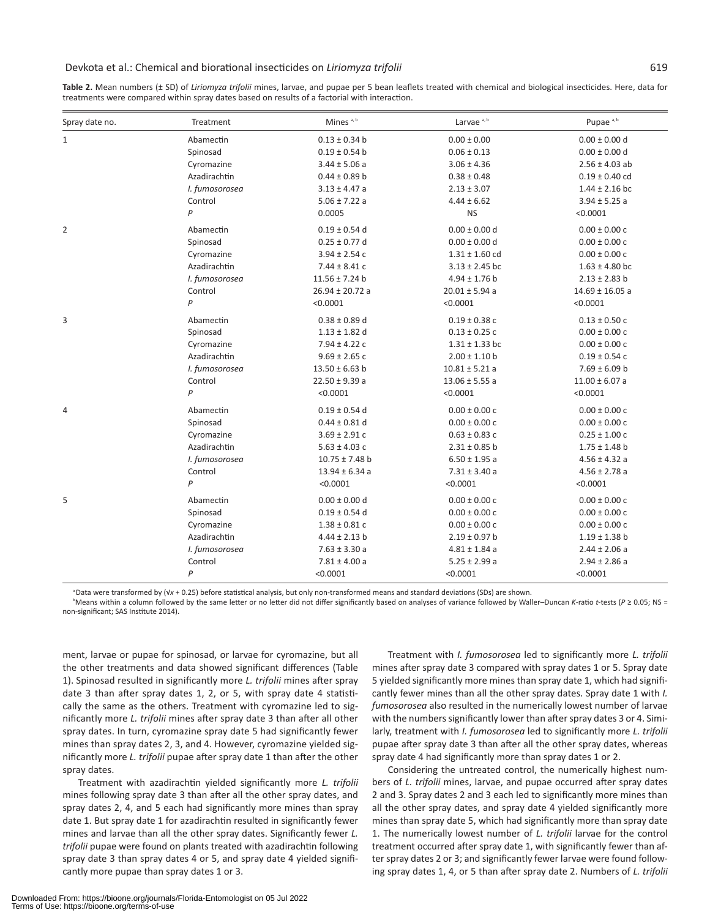**Table 2.** Mean numbers (± SD) of *Liriomyza trifolii* mines, larvae, and pupae per 5 bean leaflets treated with chemical and biological insecticides. Here, data for treatments were compared within spray dates based on results of a factorial with interaction.

| Spray date no. | Treatment | Mines [a, b] | Larvae [a, b] | Pupae [a, b] |
|---|---|---|---|---|
| 1 | Abamectin | 0.13 ± 0.34 b | 0.00 ± 0.00 | 0.00 ± 0.00 d |
| | Spinosad | 0.19 ± 0.54 b | 0.06 ± 0.13 | 0.00 ± 0.00 d |
| | Cyromazine | 3.44 ± 5.06 a | 3.06 ± 4.36 | 2.56 ± 4.03 ab |
| | Azadirachtin | 0.44 ± 0.89 b | 0.38 ± 0.48 | 0.19 ± 0.40 cd |
| | *I. fumosorosea* | 3.13 ± 4.47 a | 2.13 ± 3.07 | 1.44 ± 2.16 bc |
| | Control | 5.06 ± 7.22 a | 4.44 ± 6.62 | 3.94 ± 5.25 a |
| | *P* | 0.0005 | NS | <0.0001 |
| 2 | Abamectin | 0.19 ± 0.54 d | 0.00 ± 0.00 d | 0.00 ± 0.00 c |
| | Spinosad | 0.25 ± 0.77 d | 0.00 ± 0.00 d | 0.00 ± 0.00 c |
| | Cyromazine | 3.94 ± 2.54 c | 1.31 ± 1.60 cd | 0.00 ± 0.00 c |
| | Azadirachtin | 7.44 ± 8.41 c | 3.13 ± 2.45 bc | 1.63 ± 4.80 bc |
| | *I. fumosorosea* | 11.56 ± 7.24 b | 4.94 ± 1.76 b | 2.13 ± 2.83 b |
| | Control | 26.94 ± 20.72 a | 20.01 ± 5.94 a | 14.69 ± 16.05 a |
| | *P* | <0.0001 | <0.0001 | <0.0001 |
| 3 | Abamectin | 0.38 ± 0.89 d | 0.19 ± 0.38 c | 0.13 ± 0.50 c |
| | Spinosad | 1.13 ± 1.82 d | 0.13 ± 0.25 c | 0.00 ± 0.00 c |
| | Cyromazine | 7.94 ± 4.22 c | 1.31 ± 1.33 bc | 0.00 ± 0.00 c |
| | Azadirachtin | 9.69 ± 2.65 c | 2.00 ± 1.10 b | 0.19 ± 0.54 c |
| | *I. fumosorosea* | 13.50 ± 6.63 b | 10.81 ± 5.21 a | 7.69 ± 6.09 b |
| | Control | 22.50 ± 9.39 a | 13.06 ± 5.55 a | 11.00 ± 6.07 a |
| | *P* | <0.0001 | <0.0001 | <0.0001 |
| 4 | Abamectin | 0.19 ± 0.54 d | 0.00 ± 0.00 c | 0.00 ± 0.00 c |
| | Spinosad | 0.44 ± 0.81 d | 0.00 ± 0.00 c | 0.00 ± 0.00 c |
| | Cyromazine | 3.69 ± 2.91 c | 0.63 ± 0.83 c | 0.25 ± 1.00 c |
| | Azadirachtin | 5.63 ± 4.03 c | 2.31 ± 0.85 b | 1.75 ± 1.48 b |
| | *I. fumosorosea* | 10.75 ± 7.48 b | 6.50 ± 1.95 a | 4.56 ± 4.32 a |
| | Control | 13.94 ± 6.34 a | 7.31 ± 3.40 a | 4.56 ± 2.78 a |
| | *P* | <0.0001 | <0.0001 | <0.0001 |
| 5 | Abamectin | 0.00 ± 0.00 d | 0.00 ± 0.00 c | 0.00 ± 0.00 c |
| | Spinosad | 0.19 ± 0.54 d | 0.00 ± 0.00 c | 0.00 ± 0.00 c |
| | Cyromazine | 1.38 ± 0.81 c | 0.00 ± 0.00 c | 0.00 ± 0.00 c |
| | Azadirachtin | 4.44 ± 2.13 b | 2.19 ± 0.97 b | 1.19 ± 1.38 b |
| | *I. fumosorosea* | 7.63 ± 3.30 a | 4.81 ± 1.84 a | 2.44 ± 2.06 a |
| | Control | 7.81 ± 4.00 a | 5.25 ± 2.99 a | 2.94 ± 2.86 a |
| | *P* | <0.0001 | <0.0001 | <0.0001 |

[a]Data were transformed by ($\sqrt{x + 0.25}$) before statistical analysis, but only non-transformed means and standard deviations (SDs) are shown.
[b]Means within a column followed by the same letter or no letter did not differ significantly based on analyses of variance followed by Waller–Duncan *K*-ratio *t*-tests ($P \geq 0.05$; NS = non-significant; SAS Institute 2014).

ment, larvae or pupae for spinosad, or larvae for cyromazine, but all the other treatments and data showed significant differences (Table 1). Spinosad resulted in significantly more *L. trifolii* mines after spray date 3 than after spray dates 1, 2, or 5, with spray date 4 statistically the same as the others. Treatment with cyromazine led to significantly more *L. trifolii* mines after spray date 3 than after all other spray dates. In turn, cyromazine spray date 5 had significantly fewer mines than spray dates 2, 3, and 4. However, cyromazine yielded significantly more *L. trifolii* pupae after spray date 1 than after the other spray dates.

Treatment with azadirachtin yielded significantly more *L. trifolii* mines following spray date 3 than after all the other spray dates, and spray dates 2, 4, and 5 each had significantly more mines than spray date 1. But spray date 1 for azadirachtin resulted in significantly fewer mines and larvae than all the other spray dates. Significantly fewer *L. trifolii* pupae were found on plants treated with azadirachtin following spray date 3 than spray dates 4 or 5, and spray date 4 yielded significantly more pupae than spray dates 1 or 3.

Treatment with *I. fumosorosea* led to significantly more *L. trifolii* mines after spray date 3 compared with spray dates 1 or 5. Spray date 5 yielded significantly more mines than spray date 1, which had significantly fewer mines than all the other spray dates. Spray date 1 with *I. fumosorosea* also resulted in the numerically lowest number of larvae with the numbers significantly lower than after spray dates 3 or 4. Similarly, treatment with *I. fumosorosea* led to significantly more *L. trifolii* pupae after spray date 3 than after all the other spray dates, whereas spray date 4 had significantly more than spray dates 1 or 2.

Considering the untreated control, the numerically highest numbers of *L. trifolii* mines, larvae, and pupae occurred after spray dates 2 and 3. Spray dates 2 and 3 each led to significantly more mines than all the other spray dates, and spray date 4 yielded significantly more mines than spray date 5, which had significantly more than spray date 1. The numerically lowest number of *L. trifolii* larvae for the control treatment occurred after spray date 1, with significantly fewer than after spray dates 2 or 3; and significantly fewer larvae were found following spray dates 1, 4, or 5 than after spray date 2. Numbers of *L. trifolii*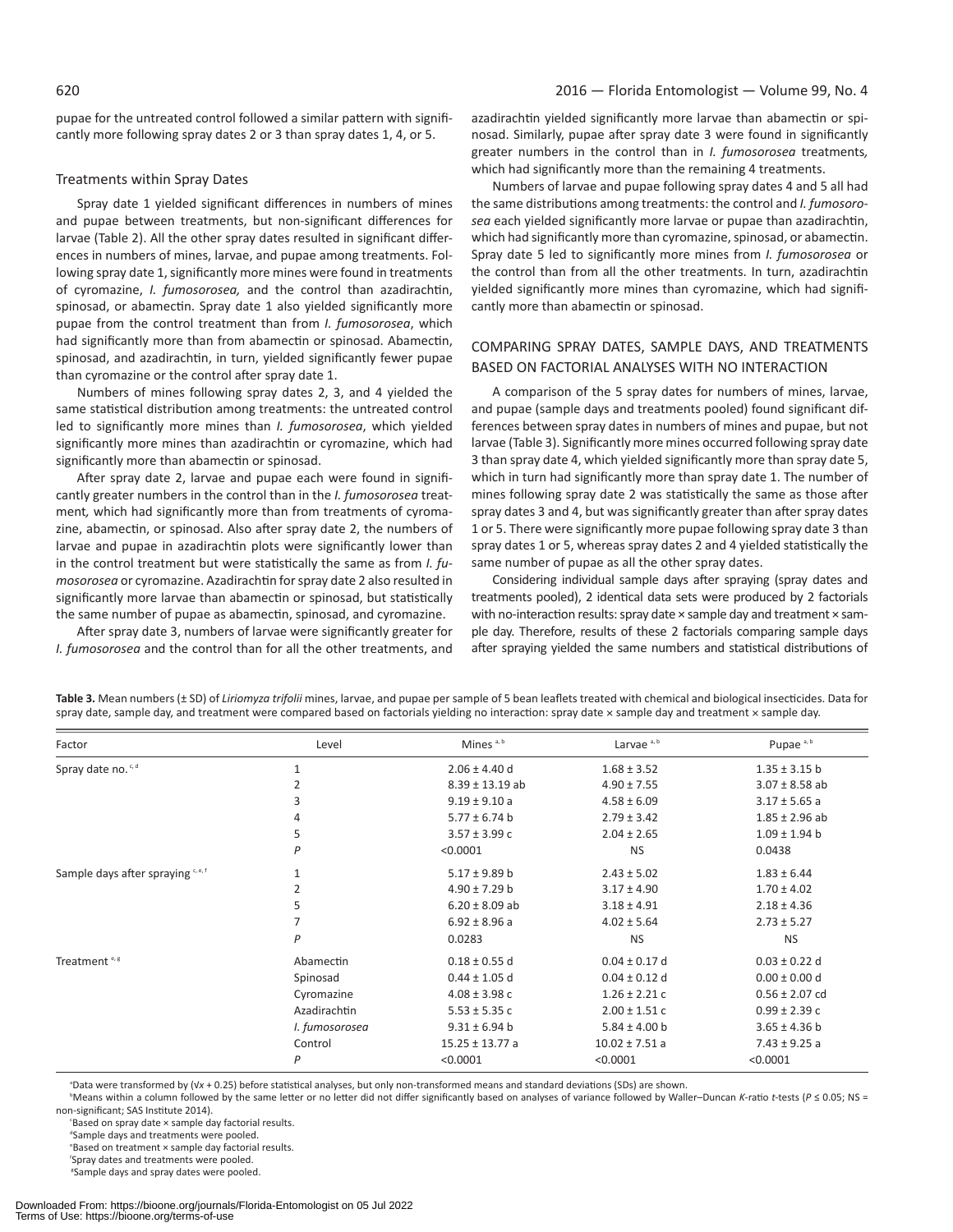pupae for the untreated control followed a similar pattern with significantly more following spray dates 2 or 3 than spray dates 1, 4, or 5.

### Treatments within Spray Dates

Spray date 1 yielded significant differences in numbers of mines and pupae between treatments, but non-significant differences for larvae (Table 2). All the other spray dates resulted in significant differences in numbers of mines, larvae, and pupae among treatments. Following spray date 1, significantly more mines were found in treatments of cyromazine, *I. fumosorosea,* and the control than azadirachtin, spinosad, or abamectin. Spray date 1 also yielded significantly more pupae from the control treatment than from *I. fumosorosea*, which had significantly more than from abamectin or spinosad. Abamectin, spinosad, and azadirachtin, in turn, yielded significantly fewer pupae than cyromazine or the control after spray date 1.

Numbers of mines following spray dates 2, 3, and 4 yielded the same statistical distribution among treatments: the untreated control led to significantly more mines than *I. fumosorosea*, which yielded significantly more mines than azadirachtin or cyromazine, which had significantly more than abamectin or spinosad.

After spray date 2, larvae and pupae each were found in significantly greater numbers in the control than in the *I. fumosorosea* treatment*,* which had significantly more than from treatments of cyromazine, abamectin, or spinosad. Also after spray date 2, the numbers of larvae and pupae in azadirachtin plots were significantly lower than in the control treatment but were statistically the same as from *I. fumosorosea* or cyromazine. Azadirachtin for spray date 2 also resulted in significantly more larvae than abamectin or spinosad, but statistically the same number of pupae as abamectin, spinosad, and cyromazine.

After spray date 3, numbers of larvae were significantly greater for *I. fumosorosea* and the control than for all the other treatments, and azadirachtin yielded significantly more larvae than abamectin or spinosad. Similarly, pupae after spray date 3 were found in significantly greater numbers in the control than in *I. fumosorosea* treatments*,* which had significantly more than the remaining 4 treatments.

Numbers of larvae and pupae following spray dates 4 and 5 all had the same distributions among treatments: the control and *I. fumosorosea* each yielded significantly more larvae or pupae than azadirachtin, which had significantly more than cyromazine, spinosad, or abamectin. Spray date 5 led to significantly more mines from *I. fumosorosea* or the control than from all the other treatments. In turn, azadirachtin yielded significantly more mines than cyromazine, which had significantly more than abamectin or spinosad.

## COMPARING SPRAY DATES, SAMPLE DAYS, AND TREATMENTS BASED ON FACTORIAL ANALYSES WITH NO INTERACTION

A comparison of the 5 spray dates for numbers of mines, larvae, and pupae (sample days and treatments pooled) found significant differences between spray dates in numbers of mines and pupae, but not larvae (Table 3). Significantly more mines occurred following spray date 3 than spray date 4, which yielded significantly more than spray date 5, which in turn had significantly more than spray date 1. The number of mines following spray date 2 was statistically the same as those after spray dates 3 and 4, but was significantly greater than after spray dates 1 or 5. There were significantly more pupae following spray date 3 than spray dates 1 or 5, whereas spray dates 2 and 4 yielded statistically the same number of pupae as all the other spray dates.

Considering individual sample days after spraying (spray dates and treatments pooled), 2 identical data sets were produced by 2 factorials with no-interaction results: spray date × sample day and treatment × sample day. Therefore, results of these 2 factorials comparing sample days after spraying yielded the same numbers and statistical distributions of

**Table 3.** Mean numbers (± SD) of *Liriomyza trifolii* mines, larvae, and pupae per sample of 5 bean leaflets treated with chemical and biological insecticides. Data for spray date, sample day, and treatment were compared based on factorials yielding no interaction: spray date × sample day and treatment × sample day.

| Factor | Level | Mines [a, b] | Larvae [a, b] | Pupae [a, b] |
|---|---|---|---|---|
| Spray date no. [c, d] | 1 | 2.06 ± 4.40 d | 1.68 ± 3.52 | 1.35 ± 3.15 b |
| | 2 | 8.39 ± 13.19 ab | 4.90 ± 7.55 | 3.07 ± 8.58 ab |
| | 3 | 9.19 ± 9.10 a | 4.58 ± 6.09 | 3.17 ± 5.65 a |
| | 4 | 5.77 ± 6.74 b | 2.79 ± 3.42 | 1.85 ± 2.96 ab |
| | 5 | 3.57 ± 3.99 c | 2.04 ± 2.65 | 1.09 ± 1.94 b |
| | *P* | <0.0001 | NS | 0.0438 |
| Sample days after spraying [c, e, f] | 1 | 5.17 ± 9.89 b | 2.43 ± 5.02 | 1.83 ± 6.44 |
| | 2 | 4.90 ± 7.29 b | 3.17 ± 4.90 | 1.70 ± 4.02 |
| | 5 | 6.20 ± 8.09 ab | 3.18 ± 4.91 | 2.18 ± 4.36 |
| | 7 | 6.92 ± 8.96 a | 4.02 ± 5.64 | 2.73 ± 5.27 |
| | *P* | 0.0283 | NS | NS |
| Treatment [e, g] | Abamectin | 0.18 ± 0.55 d | 0.04 ± 0.17 d | 0.03 ± 0.22 d |
| | Spinosad | 0.44 ± 1.05 d | 0.04 ± 0.12 d | 0.00 ± 0.00 d |
| | Cyromazine | 4.08 ± 3.98 c | 1.26 ± 2.21 c | 0.56 ± 2.07 cd |
| | Azadirachtin | 5.53 ± 5.35 c | 2.00 ± 1.51 c | 0.99 ± 2.39 c |
| | *I. fumosorosea* | 9.31 ± 6.94 b | 5.84 ± 4.00 b | 3.65 ± 4.36 b |
| | Control | 15.25 ± 13.77 a | 10.02 ± 7.51 a | 7.43 ± 9.25 a |
| | *P* | <0.0001 | <0.0001 | <0.0001 |

[a]Data were transformed by ($\sqrt{x}$ + 0.25) before statistical analyses, but only non-transformed means and standard deviations (SDs) are shown.

[b]Means within a column followed by the same letter or no letter did not differ significantly based on analyses of variance followed by Waller–Duncan *K*-ratio *t*-tests ($P \leq 0.05$; NS = non-significant; SAS Institute 2014).

[c]Based on spray date × sample day factorial results.

[d]Sample days and treatments were pooled.

[e]Based on treatment × sample day factorial results.

[f]Spray dates and treatments were pooled.

[g]Sample days and spray dates were pooled.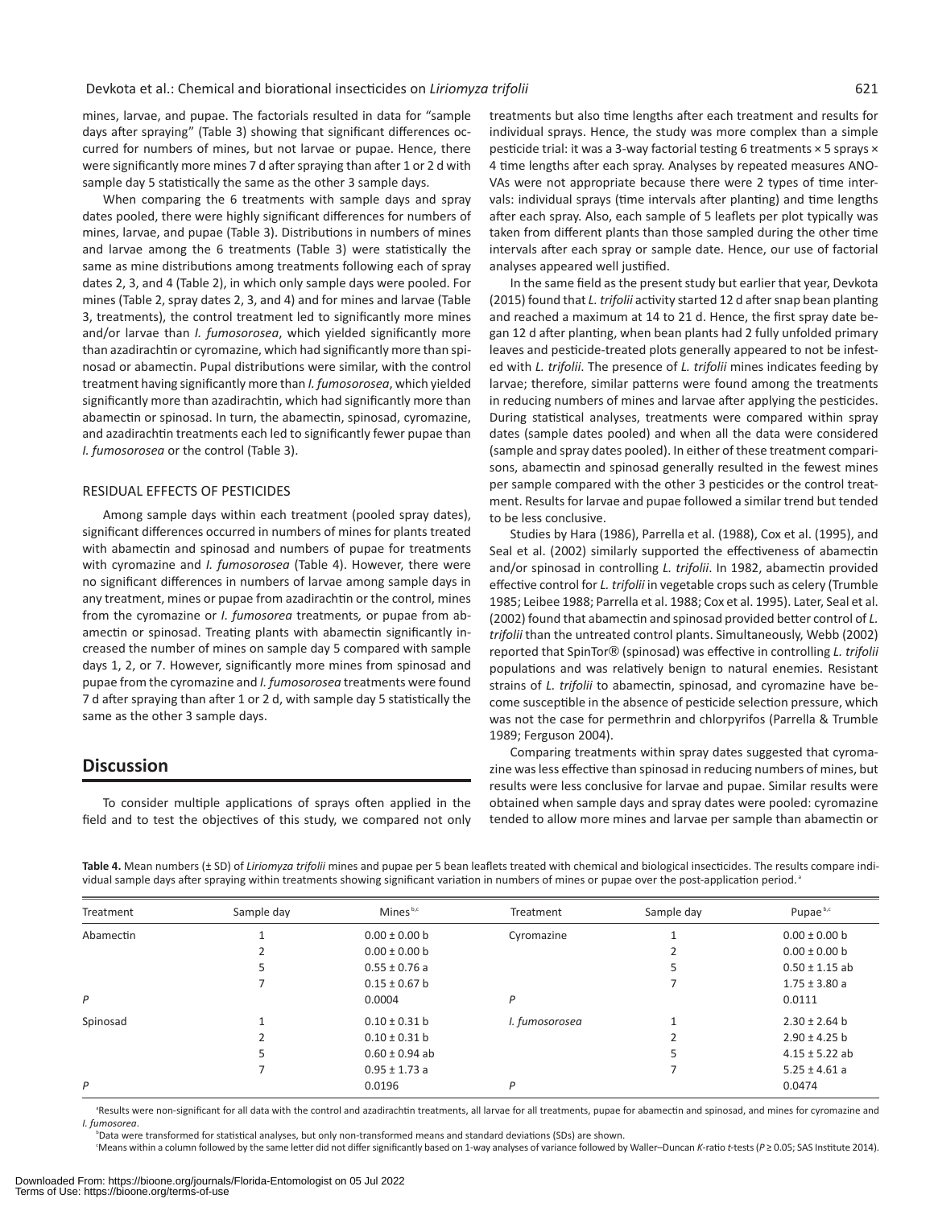mines, larvae, and pupae. The factorials resulted in data for "sample days after spraying" (Table 3) showing that significant differences occurred for numbers of mines, but not larvae or pupae. Hence, there were significantly more mines 7 d after spraying than after 1 or 2 d with sample day 5 statistically the same as the other 3 sample days.

When comparing the 6 treatments with sample days and spray dates pooled, there were highly significant differences for numbers of mines, larvae, and pupae (Table 3). Distributions in numbers of mines and larvae among the 6 treatments (Table 3) were statistically the same as mine distributions among treatments following each of spray dates 2, 3, and 4 (Table 2), in which only sample days were pooled. For mines (Table 2, spray dates 2, 3, and 4) and for mines and larvae (Table 3, treatments), the control treatment led to significantly more mines and/or larvae than *I. fumosorosea*, which yielded significantly more than azadirachtin or cyromazine, which had significantly more than spinosad or abamectin. Pupal distributions were similar, with the control treatment having significantly more than *I. fumosorosea*, which yielded significantly more than azadirachtin, which had significantly more than abamectin or spinosad. In turn, the abamectin, spinosad, cyromazine, and azadirachtin treatments each led to significantly fewer pupae than *I. fumosorosea* or the control (Table 3).

### RESIDUAL EFFECTS OF PESTICIDES

Among sample days within each treatment (pooled spray dates), significant differences occurred in numbers of mines for plants treated with abamectin and spinosad and numbers of pupae for treatments with cyromazine and *I. fumosorosea* (Table 4). However, there were no significant differences in numbers of larvae among sample days in any treatment, mines or pupae from azadirachtin or the control, mines from the cyromazine or *I. fumosorea* treatments, or pupae from abamectin or spinosad. Treating plants with abamectin significantly increased the number of mines on sample day 5 compared with sample days 1, 2, or 7. However, significantly more mines from spinosad and pupae from the cyromazine and *I. fumosorosea* treatments were found 7 d after spraying than after 1 or 2 d, with sample day 5 statistically the same as the other 3 sample days.

## Discussion

To consider multiple applications of sprays often applied in the field and to test the objectives of this study, we compared not only treatments but also time lengths after each treatment and results for individual sprays. Hence, the study was more complex than a simple pesticide trial: it was a 3-way factorial testing 6 treatments × 5 sprays × 4 time lengths after each spray. Analyses by repeated measures ANOVAs were not appropriate because there were 2 types of time intervals: individual sprays (time intervals after planting) and time lengths after each spray. Also, each sample of 5 leaflets per plot typically was taken from different plants than those sampled during the other time intervals after each spray or sample date. Hence, our use of factorial analyses appeared well justified.

In the same field as the present study but earlier that year, Devkota (2015) found that *L. trifolii* activity started 12 d after snap bean planting and reached a maximum at 14 to 21 d. Hence, the first spray date began 12 d after planting, when bean plants had 2 fully unfolded primary leaves and pesticide-treated plots generally appeared to not be infested with *L. trifolii*. The presence of *L. trifolii* mines indicates feeding by larvae; therefore, similar patterns were found among the treatments in reducing numbers of mines and larvae after applying the pesticides. During statistical analyses, treatments were compared within spray dates (sample dates pooled) and when all the data were considered (sample and spray dates pooled). In either of these treatment comparisons, abamectin and spinosad generally resulted in the fewest mines per sample compared with the other 3 pesticides or the control treatment. Results for larvae and pupae followed a similar trend but tended to be less conclusive.

Studies by Hara (1986), Parrella et al. (1988), Cox et al. (1995), and Seal et al. (2002) similarly supported the effectiveness of abamectin and/or spinosad in controlling *L. trifolii*. In 1982, abamectin provided effective control for *L. trifolii* in vegetable crops such as celery (Trumble 1985; Leibee 1988; Parrella et al. 1988; Cox et al. 1995). Later, Seal et al. (2002) found that abamectin and spinosad provided better control of *L. trifolii* than the untreated control plants. Simultaneously, Webb (2002) reported that SpinTor® (spinosad) was effective in controlling *L. trifolii* populations and was relatively benign to natural enemies. Resistant strains of *L. trifolii* to abamectin, spinosad, and cyromazine have become susceptible in the absence of pesticide selection pressure, which was not the case for permethrin and chlorpyrifos (Parrella & Trumble 1989; Ferguson 2004).

Comparing treatments within spray dates suggested that cyromazine was less effective than spinosad in reducing numbers of mines, but results were less conclusive for larvae and pupae. Similar results were obtained when sample days and spray dates were pooled: cyromazine tended to allow more mines and larvae per sample than abamectin or

**Table 4.** Mean numbers (± SD) of *Liriomyza trifolii* mines and pupae per 5 bean leaflets treated with chemical and biological insecticides. The results compare individual sample days after spraying within treatments showing significant variation in numbers of mines or pupae over the post-application period.[a]

| Treatment | Sample day | Mines[b,c] | Treatment | Sample day | Pupae[b,c] |
|---|---|---|---|---|---|
| Abamectin | 1 | 0.00 ± 0.00 b | Cyromazine | 1 | 0.00 ± 0.00 b |
| | 2 | 0.00 ± 0.00 b | | 2 | 0.00 ± 0.00 b |
| | 5 | 0.55 ± 0.76 a | | 5 | 0.50 ± 1.15 ab |
| | 7 | 0.15 ± 0.67 b | | 7 | 1.75 ± 3.80 a |
| *P* | | 0.0004 | *P* | | 0.0111 |
| Spinosad | 1 | 0.10 ± 0.31 b | *I. fumosorosea* | 1 | 2.30 ± 2.64 b |
| | 2 | 0.10 ± 0.31 b | | 2 | 2.90 ± 4.25 b |
| | 5 | 0.60 ± 0.94 ab | | 5 | 4.15 ± 5.22 ab |
| | 7 | 0.95 ± 1.73 a | | 7 | 5.25 ± 4.61 a |
| *P* | | 0.0196 | *P* | | 0.0474 |

[a]Results were non-significant for all data with the control and azadirachtin treatments, all larvae for all treatments, pupae for abamectin and spinosad, and mines for cyromazine and *I. fumosorea*.

[b]Data were transformed for statistical analyses, but only non-transformed means and standard deviations (SDs) are shown.

[c]Means within a column followed by the same letter did not differ significantly based on 1-way analyses of variance followed by Waller–Duncan *K*-ratio *t*-tests ($P \geq 0.05$; SAS Institute 2014).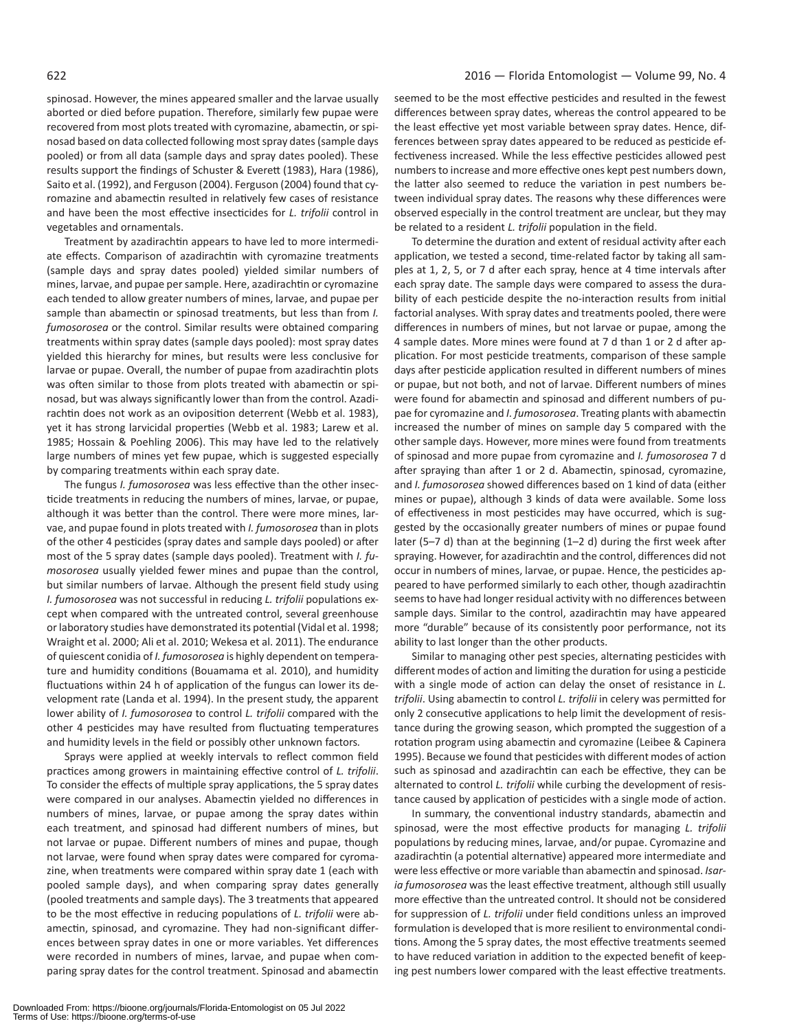spinosad. However, the mines appeared smaller and the larvae usually aborted or died before pupation. Therefore, similarly few pupae were recovered from most plots treated with cyromazine, abamectin, or spinosad based on data collected following most spray dates (sample days pooled) or from all data (sample days and spray dates pooled). These results support the findings of Schuster & Everett (1983), Hara (1986), Saito et al. (1992), and Ferguson (2004). Ferguson (2004) found that cyromazine and abamectin resulted in relatively few cases of resistance and have been the most effective insecticides for *L. trifolii* control in vegetables and ornamentals.

Treatment by azadirachtin appears to have led to more intermediate effects. Comparison of azadirachtin with cyromazine treatments (sample days and spray dates pooled) yielded similar numbers of mines, larvae, and pupae per sample. Here, azadirachtin or cyromazine each tended to allow greater numbers of mines, larvae, and pupae per sample than abamectin or spinosad treatments, but less than from *I. fumosorosea* or the control. Similar results were obtained comparing treatments within spray dates (sample days pooled): most spray dates yielded this hierarchy for mines, but results were less conclusive for larvae or pupae. Overall, the number of pupae from azadirachtin plots was often similar to those from plots treated with abamectin or spinosad, but was always significantly lower than from the control. Azadirachtin does not work as an oviposition deterrent (Webb et al. 1983), yet it has strong larvicidal properties (Webb et al. 1983; Larew et al. 1985; Hossain & Poehling 2006). This may have led to the relatively large numbers of mines yet few pupae, which is suggested especially by comparing treatments within each spray date.

The fungus *I. fumosorosea* was less effective than the other insecticide treatments in reducing the numbers of mines, larvae, or pupae, although it was better than the control. There were more mines, larvae, and pupae found in plots treated with *I. fumosorosea* than in plots of the other 4 pesticides (spray dates and sample days pooled) or after most of the 5 spray dates (sample days pooled). Treatment with *I. fumosorosea* usually yielded fewer mines and pupae than the control, but similar numbers of larvae. Although the present field study using *I. fumosorosea* was not successful in reducing *L. trifolii* populations except when compared with the untreated control, several greenhouse or laboratory studies have demonstrated its potential (Vidal et al. 1998; Wraight et al. 2000; Ali et al. 2010; Wekesa et al. 2011). The endurance of quiescent conidia of *I. fumosorosea* is highly dependent on temperature and humidity conditions (Bouamama et al. 2010), and humidity fluctuations within 24 h of application of the fungus can lower its development rate (Landa et al. 1994). In the present study, the apparent lower ability of *I. fumosorosea* to control *L. trifolii* compared with the other 4 pesticides may have resulted from fluctuating temperatures and humidity levels in the field or possibly other unknown factors.

Sprays were applied at weekly intervals to reflect common field practices among growers in maintaining effective control of *L. trifolii*. To consider the effects of multiple spray applications, the 5 spray dates were compared in our analyses. Abamectin yielded no differences in numbers of mines, larvae, or pupae among the spray dates within each treatment, and spinosad had different numbers of mines, but not larvae or pupae. Different numbers of mines and pupae, though not larvae, were found when spray dates were compared for cyromazine, when treatments were compared within spray date 1 (each with pooled sample days), and when comparing spray dates generally (pooled treatments and sample days). The 3 treatments that appeared to be the most effective in reducing populations of *L. trifolii* were abamectin, spinosad, and cyromazine. They had non-significant differences between spray dates in one or more variables. Yet differences were recorded in numbers of mines, larvae, and pupae when comparing spray dates for the control treatment. Spinosad and abamectin seemed to be the most effective pesticides and resulted in the fewest differences between spray dates, whereas the control appeared to be the least effective yet most variable between spray dates. Hence, differences between spray dates appeared to be reduced as pesticide effectiveness increased. While the less effective pesticides allowed pest numbers to increase and more effective ones kept pest numbers down, the latter also seemed to reduce the variation in pest numbers between individual spray dates. The reasons why these differences were observed especially in the control treatment are unclear, but they may be related to a resident *L. trifolii* population in the field.

To determine the duration and extent of residual activity after each application, we tested a second, time-related factor by taking all samples at 1, 2, 5, or 7 d after each spray, hence at 4 time intervals after each spray date. The sample days were compared to assess the durability of each pesticide despite the no-interaction results from initial factorial analyses. With spray dates and treatments pooled, there were differences in numbers of mines, but not larvae or pupae, among the 4 sample dates. More mines were found at 7 d than 1 or 2 d after application. For most pesticide treatments, comparison of these sample days after pesticide application resulted in different numbers of mines or pupae, but not both, and not of larvae. Different numbers of mines were found for abamectin and spinosad and different numbers of pupae for cyromazine and *I. fumosorosea*. Treating plants with abamectin increased the number of mines on sample day 5 compared with the other sample days. However, more mines were found from treatments of spinosad and more pupae from cyromazine and *I. fumosorosea* 7 d after spraying than after 1 or 2 d. Abamectin, spinosad, cyromazine, and *I. fumosorosea* showed differences based on 1 kind of data (either mines or pupae), although 3 kinds of data were available. Some loss of effectiveness in most pesticides may have occurred, which is suggested by the occasionally greater numbers of mines or pupae found later (5–7 d) than at the beginning (1–2 d) during the first week after spraying. However, for azadirachtin and the control, differences did not occur in numbers of mines, larvae, or pupae. Hence, the pesticides appeared to have performed similarly to each other, though azadirachtin seems to have had longer residual activity with no differences between sample days. Similar to the control, azadirachtin may have appeared more "durable" because of its consistently poor performance, not its ability to last longer than the other products.

Similar to managing other pest species, alternating pesticides with different modes of action and limiting the duration for using a pesticide with a single mode of action can delay the onset of resistance in *L. trifolii*. Using abamectin to control *L. trifolii* in celery was permitted for only 2 consecutive applications to help limit the development of resistance during the growing season, which prompted the suggestion of a rotation program using abamectin and cyromazine (Leibee & Capinera 1995). Because we found that pesticides with different modes of action such as spinosad and azadirachtin can each be effective, they can be alternated to control *L. trifolii* while curbing the development of resistance caused by application of pesticides with a single mode of action.

In summary, the conventional industry standards, abamectin and spinosad, were the most effective products for managing *L. trifolii* populations by reducing mines, larvae, and/or pupae. Cyromazine and azadirachtin (a potential alternative) appeared more intermediate and were less effective or more variable than abamectin and spinosad. *Isaria fumosorosea* was the least effective treatment, although still usually more effective than the untreated control. It should not be considered for suppression of *L. trifolii* under field conditions unless an improved formulation is developed that is more resilient to environmental conditions. Among the 5 spray dates, the most effective treatments seemed to have reduced variation in addition to the expected benefit of keeping pest numbers lower compared with the least effective treatments.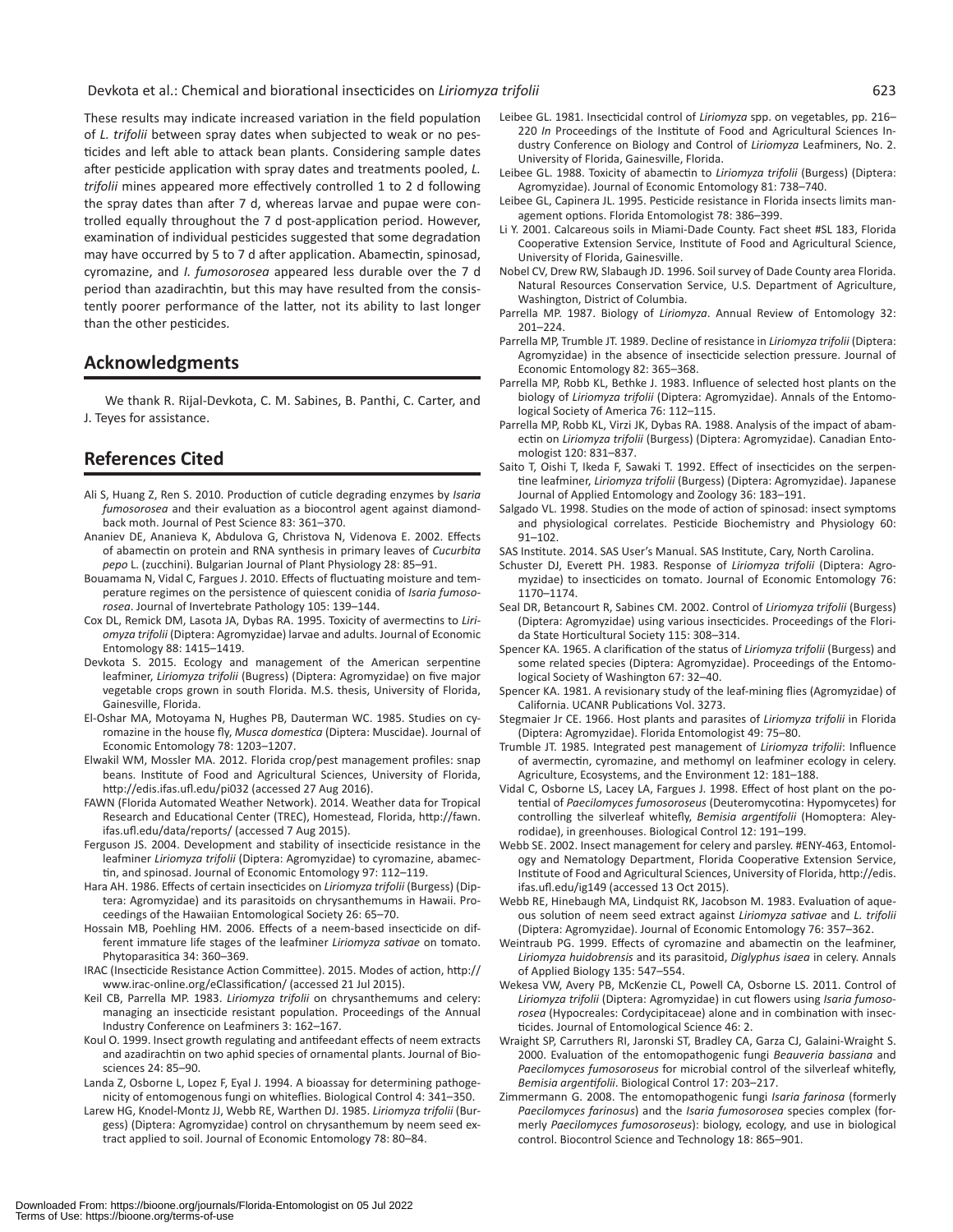These results may indicate increased variation in the field population of *L. trifolii* between spray dates when subjected to weak or no pesticides and left able to attack bean plants. Considering sample dates after pesticide application with spray dates and treatments pooled, *L. trifolii* mines appeared more effectively controlled 1 to 2 d following the spray dates than after 7 d, whereas larvae and pupae were controlled equally throughout the 7 d post-application period. However, examination of individual pesticides suggested that some degradation may have occurred by 5 to 7 d after application. Abamectin, spinosad, cyromazine, and *I. fumosorosea* appeared less durable over the 7 d period than azadirachtin, but this may have resulted from the consistently poorer performance of the latter, not its ability to last longer than the other pesticides.

## Acknowledgments

We thank R. Rijal-Devkota, C. M. Sabines, B. Panthi, C. Carter, and J. Teyes for assistance.

## References Cited

Ali S, Huang Z, Ren S. 2010. Production of cuticle degrading enzymes by *Isaria fumosorosea* and their evaluation as a biocontrol agent against diamondback moth. Journal of Pest Science 83: 361–370.

Ananiev DE, Ananieva K, Abdulova G, Christova N, Videnova E. 2002. Effects of abamectin on protein and RNA synthesis in primary leaves of *Cucurbita pepo* L. (zucchini). Bulgarian Journal of Plant Physiology 28: 85–91.

Bouamama N, Vidal C, Fargues J. 2010. Effects of fluctuating moisture and temperature regimes on the persistence of quiescent conidia of *Isaria fumosorosea*. Journal of Invertebrate Pathology 105: 139–144.

Cox DL, Remick DM, Lasota JA, Dybas RA. 1995. Toxicity of avermectins to *Liriomyza trifolii* (Diptera: Agromyzidae) larvae and adults. Journal of Economic Entomology 88: 1415–1419.

Devkota S. 2015. Ecology and management of the American serpentine leafminer, *Liriomyza trifolii* (Bugress) (Diptera: Agromyzidae) on five major vegetable crops grown in south Florida. M.S. thesis, University of Florida, Gainesville, Florida.

El-Oshar MA, Motoyama N, Hughes PB, Dauterman WC. 1985. Studies on cyromazine in the house fly, *Musca domestica* (Diptera: Muscidae). Journal of Economic Entomology 78: 1203–1207.

Elwakil WM, Mossler MA. 2012. Florida crop/pest management profiles: snap beans. Institute of Food and Agricultural Sciences, University of Florida, http://edis.ifas.ufl.edu/pi032 (accessed 27 Aug 2016).

FAWN (Florida Automated Weather Network). 2014. Weather data for Tropical Research and Educational Center (TREC), Homestead, Florida, http://fawn.ifas.ufl.edu/data/reports/ (accessed 7 Aug 2015).

Ferguson JS. 2004. Development and stability of insecticide resistance in the leafminer *Liriomyza trifolii* (Diptera: Agromyzidae) to cyromazine, abamectin, and spinosad. Journal of Economic Entomology 97: 112–119.

Hara AH. 1986. Effects of certain insecticides on *Liriomyza trifolii* (Burgess) (Diptera: Agromyzidae) and its parasitoids on chrysanthemums in Hawaii. Proceedings of the Hawaiian Entomological Society 26: 65–70.

Hossain MB, Poehling HM. 2006. Effects of a neem-based insecticide on different immature life stages of the leafminer *Liriomyza sativae* on tomato. Phytoparasitica 34: 360–369.

IRAC (Insecticide Resistance Action Committee). 2015. Modes of action, http://www.irac-online.org/eClassification/ (accessed 21 Jul 2015).

Keil CB, Parrella MP. 1983. *Liriomyza trifolii* on chrysanthemums and celery: managing an insecticide resistant population. Proceedings of the Annual Industry Conference on Leafminers 3: 162–167.

Koul O. 1999. Insect growth regulating and antifeedant effects of neem extracts and azadirachtin on two aphid species of ornamental plants. Journal of Biosciences 24: 85–90.

Landa Z, Osborne L, Lopez F, Eyal J. 1994. A bioassay for determining pathogenicity of entomogenous fungi on whiteflies. Biological Control 4: 341–350.

Larew HG, Knodel-Montz JJ, Webb RE, Warthen DJ. 1985. *Liriomyza trifolii* (Burgess) (Diptera: Agromyzidae) control on chrysanthemum by neem seed extract applied to soil. Journal of Economic Entomology 78: 80–84.

Leibee GL. 1981. Insecticidal control of *Liriomyza* spp. on vegetables, pp. 216–220 *In* Proceedings of the Institute of Food and Agricultural Sciences Industry Conference on Biology and Control of *Liriomyza* Leafminers, No. 2. University of Florida, Gainesville, Florida.

Leibee GL. 1988. Toxicity of abamectin to *Liriomyza trifolii* (Burgess) (Diptera: Agromyzidae). Journal of Economic Entomology 81: 738–740.

Leibee GL, Capinera JL. 1995. Pesticide resistance in Florida insects limits management options. Florida Entomologist 78: 386–399.

Li Y. 2001. Calcareous soils in Miami-Dade County. Fact sheet #SL 183, Florida Cooperative Extension Service, Institute of Food and Agricultural Science, University of Florida, Gainesville.

Nobel CV, Drew RW, Slabaugh JD. 1996. Soil survey of Dade County area Florida. Natural Resources Conservation Service, U.S. Department of Agriculture, Washington, District of Columbia.

Parrella MP. 1987. Biology of *Liriomyza*. Annual Review of Entomology 32: 201–224.

Parrella MP, Trumble JT. 1989. Decline of resistance in *Liriomyza trifolii* (Diptera: Agromyzidae) in the absence of insecticide selection pressure. Journal of Economic Entomology 82: 365–368.

Parrella MP, Robb KL, Bethke J. 1983. Influence of selected host plants on the biology of *Liriomyza trifolii* (Diptera: Agromyzidae). Annals of the Entomological Society of America 76: 112–115.

Parrella MP, Robb KL, Virzi JK, Dybas RA. 1988. Analysis of the impact of abamectin on *Liriomyza trifolii* (Burgess) (Diptera: Agromyzidae). Canadian Entomologist 120: 831–837.

Saito T, Oishi T, Ikeda F, Sawaki T. 1992. Effect of insecticides on the serpentine leafminer, *Liriomyza trifolii* (Burgess) (Diptera: Agromyzidae). Japanese Journal of Applied Entomology and Zoology 36: 183–191.

Salgado VL. 1998. Studies on the mode of action of spinosad: insect symptoms and physiological correlates. Pesticide Biochemistry and Physiology 60: 91–102.

SAS Institute. 2014. SAS User's Manual. SAS Institute, Cary, North Carolina.

Schuster DJ, Everett PH. 1983. Response of *Liriomyza trifolii* (Diptera: Agromyzidae) to insecticides on tomato. Journal of Economic Entomology 76: 1170–1174.

Seal DR, Betancourt R, Sabines CM. 2002. Control of *Liriomyza trifolii* (Burgess) (Diptera: Agromyzidae) using various insecticides. Proceedings of the Florida State Horticultural Society 115: 308–314.

Spencer KA. 1965. A clarification of the status of *Liriomyza trifolii* (Burgess) and some related species (Diptera: Agromyzidae). Proceedings of the Entomological Society of Washington 67: 32–40.

Spencer KA. 1981. A revisionary study of the leaf-mining flies (Agromyzidae) of California. UCANR Publications Vol. 3273.

Stegmaier Jr CE. 1966. Host plants and parasites of *Liriomyza trifolii* in Florida (Diptera: Agromyzidae). Florida Entomologist 49: 75–80.

Trumble JT. 1985. Integrated pest management of *Liriomyza trifolii*: Influence of avermectin, cyromazine, and methomyl on leafminer ecology in celery. Agriculture, Ecosystems, and the Environment 12: 181–188.

Vidal C, Osborne LS, Lacey LA, Fargues J. 1998. Effect of host plant on the potential of *Paecilomyces fumosoroseus* (Deuteromycotina: Hypomycetes) for controlling the silverleaf whitefly, *Bemisia argentifolii* (Homoptera: Aleyrodidae), in greenhouses. Biological Control 12: 191–199.

Webb SE. 2002. Insect management for celery and parsley. #ENY-463, Entomology and Nematology Department, Florida Cooperative Extension Service, Institute of Food and Agricultural Sciences, University of Florida, http://edis.ifas.ufl.edu/ig149 (accessed 13 Oct 2015).

Webb RE, Hinebaugh MA, Lindquist RK, Jacobson M. 1983. Evaluation of aqueous solution of neem seed extract against *Liriomyza sativae* and *L. trifolii* (Diptera: Agromyzidae). Journal of Economic Entomology 76: 357–362.

Weintraub PG. 1999. Effects of cyromazine and abamectin on the leafminer, *Liriomyza huidobrensis* and its parasitoid, *Diglyphus isaea* in celery. Annals of Applied Biology 135: 547–554.

Wekesa VW, Avery PB, McKenzie CL, Powell CA, Osborne LS. 2011. Control of *Liriomyza trifolii* (Diptera: Agromyzidae) in cut flowers using *Isaria fumosorosea* (Hypocreales: Cordycipitaceae) alone and in combination with insecticides. Journal of Entomological Science 46: 2.

Wraight SP, Carruthers RI, Jaronski ST, Bradley CA, Garza CJ, Galaini-Wraight S. 2000. Evaluation of the entomopathogenic fungi *Beauveria bassiana* and *Paecilomyces fumosoroseus* for microbial control of the silverleaf whitefly, *Bemisia argentifolii*. Biological Control 17: 203–217.

Zimmermann G. 2008. The entomopathogenic fungi *Isaria farinosa* (formerly *Paecilomyces farinosus*) and the *Isaria fumosorosea* species complex (formerly *Paecilomyces fumosoroseus*): biology, ecology, and use in biological control. Biocontrol Science and Technology 18: 865–901.